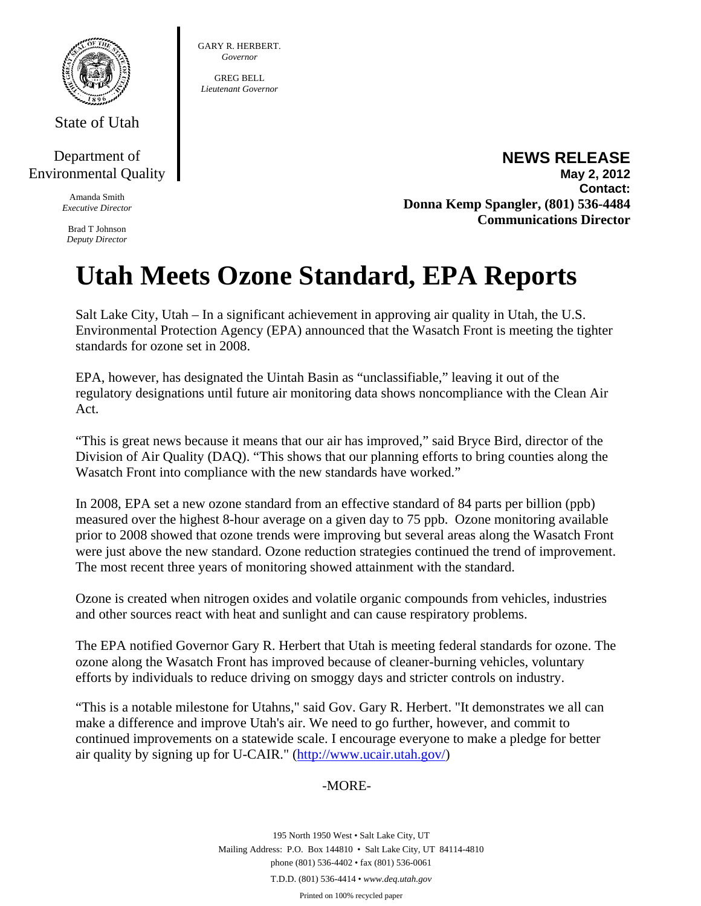State of Utah

Department of Environmental Quality

Amanda Smith
*Executive Director*

Brad T Johnson
*Deputy Director*

GARY R. HERBERT.
*Governor*

GREG BELL
*Lieutenant Governor*

**NEWS RELEASE**
**May 2, 2012**
**Contact:**
**Donna Kemp Spangler, (801) 536-4484**
**Communications Director**

# Utah Meets Ozone Standard, EPA Reports

Salt Lake City, Utah – In a significant achievement in approving air quality in Utah, the U.S. Environmental Protection Agency (EPA) announced that the Wasatch Front is meeting the tighter standards for ozone set in 2008.

EPA, however, has designated the Uintah Basin as "unclassifiable," leaving it out of the regulatory designations until future air monitoring data shows noncompliance with the Clean Air Act.

"This is great news because it means that our air has improved," said Bryce Bird, director of the Division of Air Quality (DAQ). "This shows that our planning efforts to bring counties along the Wasatch Front into compliance with the new standards have worked."

In 2008, EPA set a new ozone standard from an effective standard of 84 parts per billion (ppb) measured over the highest 8-hour average on a given day to 75 ppb. Ozone monitoring available prior to 2008 showed that ozone trends were improving but several areas along the Wasatch Front were just above the new standard. Ozone reduction strategies continued the trend of improvement. The most recent three years of monitoring showed attainment with the standard.

Ozone is created when nitrogen oxides and volatile organic compounds from vehicles, industries and other sources react with heat and sunlight and can cause respiratory problems.

The EPA notified Governor Gary R. Herbert that Utah is meeting federal standards for ozone. The ozone along the Wasatch Front has improved because of cleaner-burning vehicles, voluntary efforts by individuals to reduce driving on smoggy days and stricter controls on industry.

"This is a notable milestone for Utahns," said Gov. Gary R. Herbert. "It demonstrates we all can make a difference and improve Utah's air. We need to go further, however, and commit to continued improvements on a statewide scale. I encourage everyone to make a pledge for better air quality by signing up for U-CAIR." (http://www.ucair.utah.gov/)

-MORE-

195 North 1950 West • Salt Lake City, UT
Mailing Address: P.O. Box 144810 • Salt Lake City, UT 84114-4810
phone (801) 536-4402 • fax (801) 536-0061
T.D.D. (801) 536-4414 • *www.deq.utah.gov*
Printed on 100% recycled paper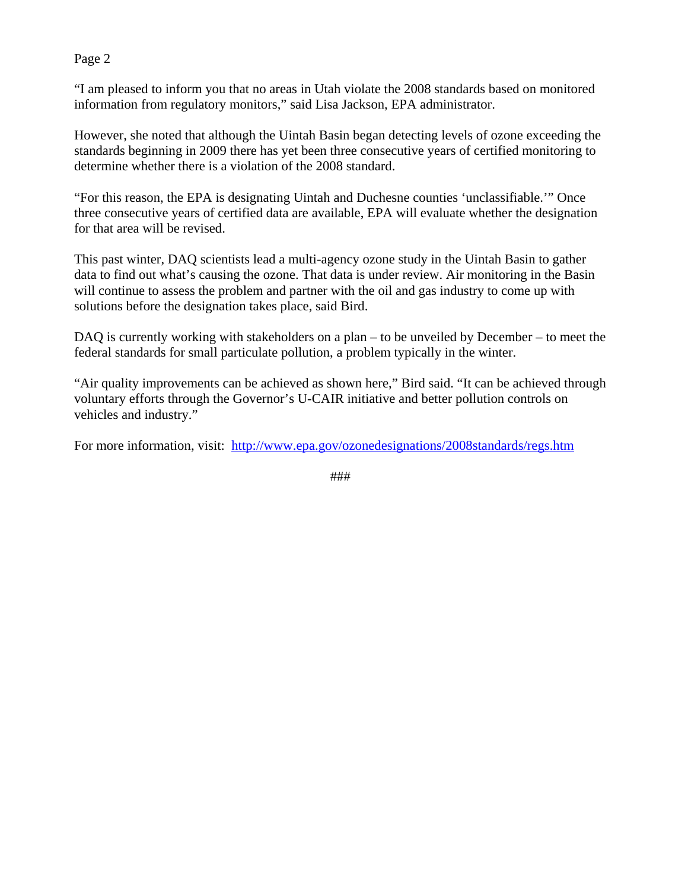"I am pleased to inform you that no areas in Utah violate the 2008 standards based on monitored information from regulatory monitors," said Lisa Jackson, EPA administrator.

However, she noted that although the Uintah Basin began detecting levels of ozone exceeding the standards beginning in 2009 there has yet been three consecutive years of certified monitoring to determine whether there is a violation of the 2008 standard.

"For this reason, the EPA is designating Uintah and Duchesne counties 'unclassifiable.'" Once three consecutive years of certified data are available, EPA will evaluate whether the designation for that area will be revised.

This past winter, DAQ scientists lead a multi-agency ozone study in the Uintah Basin to gather data to find out what's causing the ozone. That data is under review. Air monitoring in the Basin will continue to assess the problem and partner with the oil and gas industry to come up with solutions before the designation takes place, said Bird.

DAQ is currently working with stakeholders on a plan – to be unveiled by December – to meet the federal standards for small particulate pollution, a problem typically in the winter.

"Air quality improvements can be achieved as shown here," Bird said. "It can be achieved through voluntary efforts through the Governor's U-CAIR initiative and better pollution controls on vehicles and industry."

For more information, visit: http://www.epa.gov/ozonedesignations/2008standards/regs.htm

###